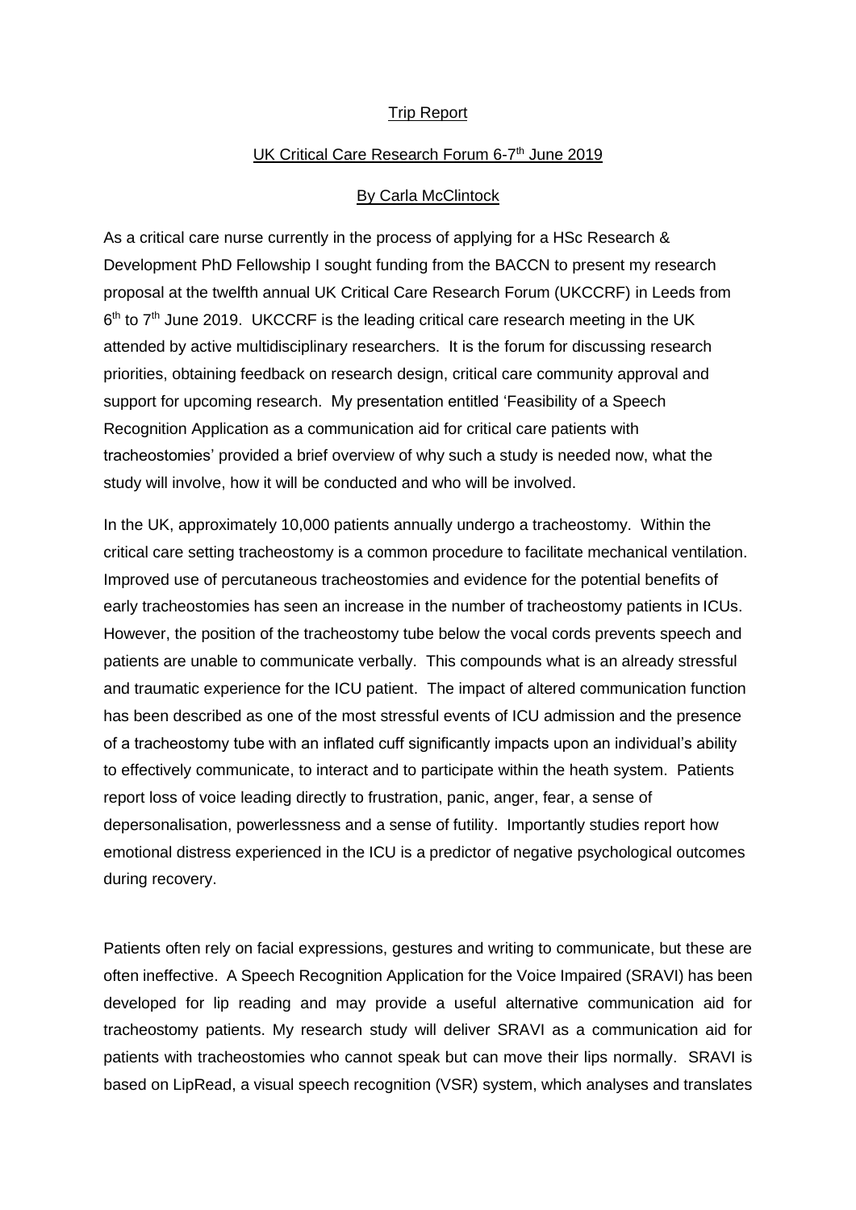Trip Report

UK Critical Care Research Forum 6-7th June 2019

By Carla McClintock

As a critical care nurse currently in the process of applying for a HSc Research & Development PhD Fellowship I sought funding from the BACCN to present my research proposal at the twelfth annual UK Critical Care Research Forum (UKCCRF) in Leeds from 6th to 7th June 2019. UKCCRF is the leading critical care research meeting in the UK attended by active multidisciplinary researchers. It is the forum for discussing research priorities, obtaining feedback on research design, critical care community approval and support for upcoming research. My presentation entitled 'Feasibility of a Speech Recognition Application as a communication aid for critical care patients with tracheostomies' provided a brief overview of why such a study is needed now, what the study will involve, how it will be conducted and who will be involved.

In the UK, approximately 10,000 patients annually undergo a tracheostomy. Within the critical care setting tracheostomy is a common procedure to facilitate mechanical ventilation. Improved use of percutaneous tracheostomies and evidence for the potential benefits of early tracheostomies has seen an increase in the number of tracheostomy patients in ICUs. However, the position of the tracheostomy tube below the vocal cords prevents speech and patients are unable to communicate verbally. This compounds what is an already stressful and traumatic experience for the ICU patient. The impact of altered communication function has been described as one of the most stressful events of ICU admission and the presence of a tracheostomy tube with an inflated cuff significantly impacts upon an individual's ability to effectively communicate, to interact and to participate within the heath system. Patients report loss of voice leading directly to frustration, panic, anger, fear, a sense of depersonalisation, powerlessness and a sense of futility. Importantly studies report how emotional distress experienced in the ICU is a predictor of negative psychological outcomes during recovery.

Patients often rely on facial expressions, gestures and writing to communicate, but these are often ineffective. A Speech Recognition Application for the Voice Impaired (SRAVI) has been developed for lip reading and may provide a useful alternative communication aid for tracheostomy patients. My research study will deliver SRAVI as a communication aid for patients with tracheostomies who cannot speak but can move their lips normally. SRAVI is based on LipRead, a visual speech recognition (VSR) system, which analyses and translates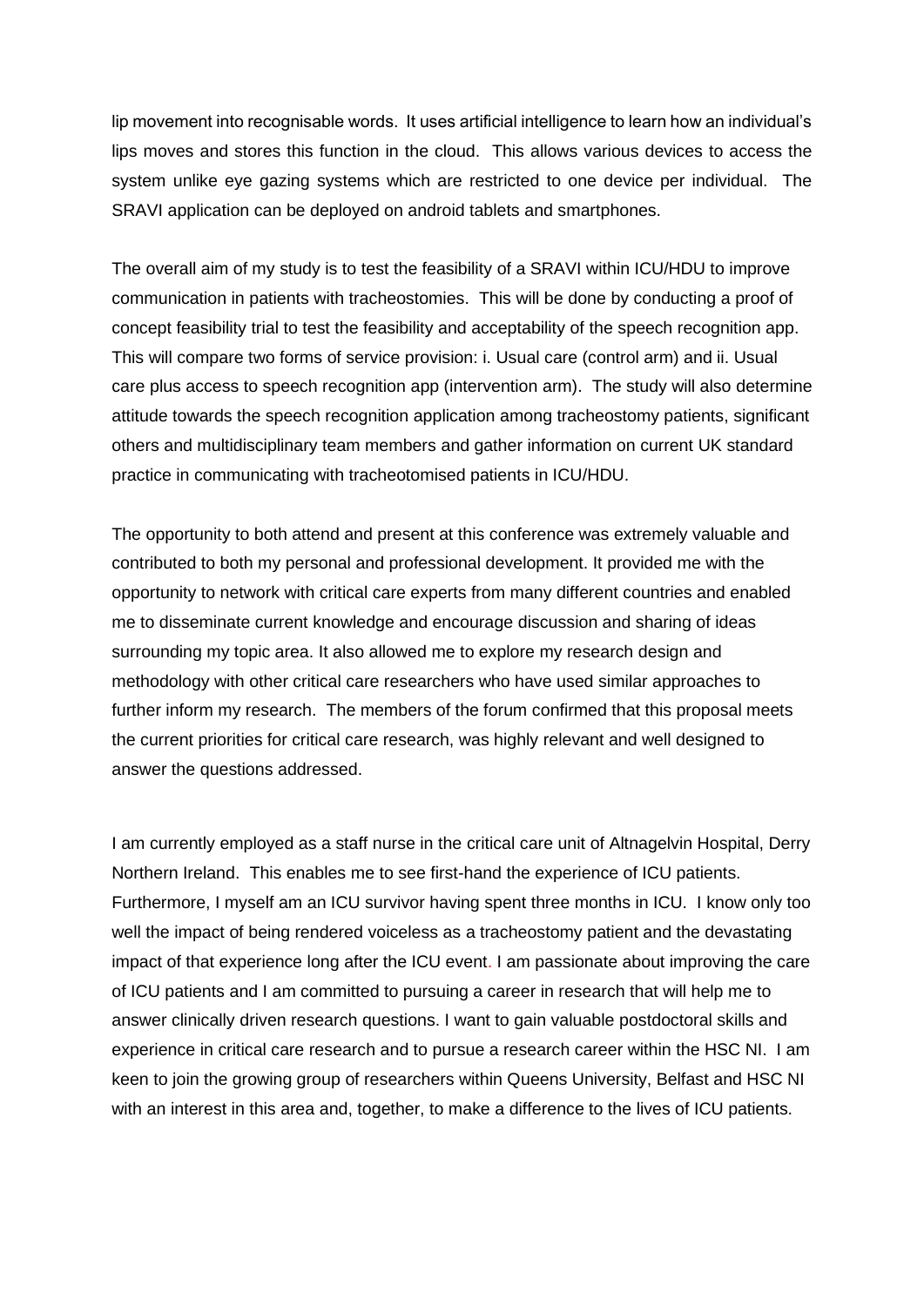lip movement into recognisable words. It uses artificial intelligence to learn how an individual's lips moves and stores this function in the cloud. This allows various devices to access the system unlike eye gazing systems which are restricted to one device per individual. The SRAVI application can be deployed on android tablets and smartphones.

The overall aim of my study is to test the feasibility of a SRAVI within ICU/HDU to improve communication in patients with tracheostomies. This will be done by conducting a proof of concept feasibility trial to test the feasibility and acceptability of the speech recognition app. This will compare two forms of service provision: i. Usual care (control arm) and ii. Usual care plus access to speech recognition app (intervention arm). The study will also determine attitude towards the speech recognition application among tracheostomy patients, significant others and multidisciplinary team members and gather information on current UK standard practice in communicating with tracheotomised patients in ICU/HDU.

The opportunity to both attend and present at this conference was extremely valuable and contributed to both my personal and professional development. It provided me with the opportunity to network with critical care experts from many different countries and enabled me to disseminate current knowledge and encourage discussion and sharing of ideas surrounding my topic area. It also allowed me to explore my research design and methodology with other critical care researchers who have used similar approaches to further inform my research. The members of the forum confirmed that this proposal meets the current priorities for critical care research, was highly relevant and well designed to answer the questions addressed.

I am currently employed as a staff nurse in the critical care unit of Altnagelvin Hospital, Derry Northern Ireland. This enables me to see first-hand the experience of ICU patients. Furthermore, I myself am an ICU survivor having spent three months in ICU. I know only too well the impact of being rendered voiceless as a tracheostomy patient and the devastating impact of that experience long after the ICU event. I am passionate about improving the care of ICU patients and I am committed to pursuing a career in research that will help me to answer clinically driven research questions. I want to gain valuable postdoctoral skills and experience in critical care research and to pursue a research career within the HSC NI. I am keen to join the growing group of researchers within Queens University, Belfast and HSC NI with an interest in this area and, together, to make a difference to the lives of ICU patients.